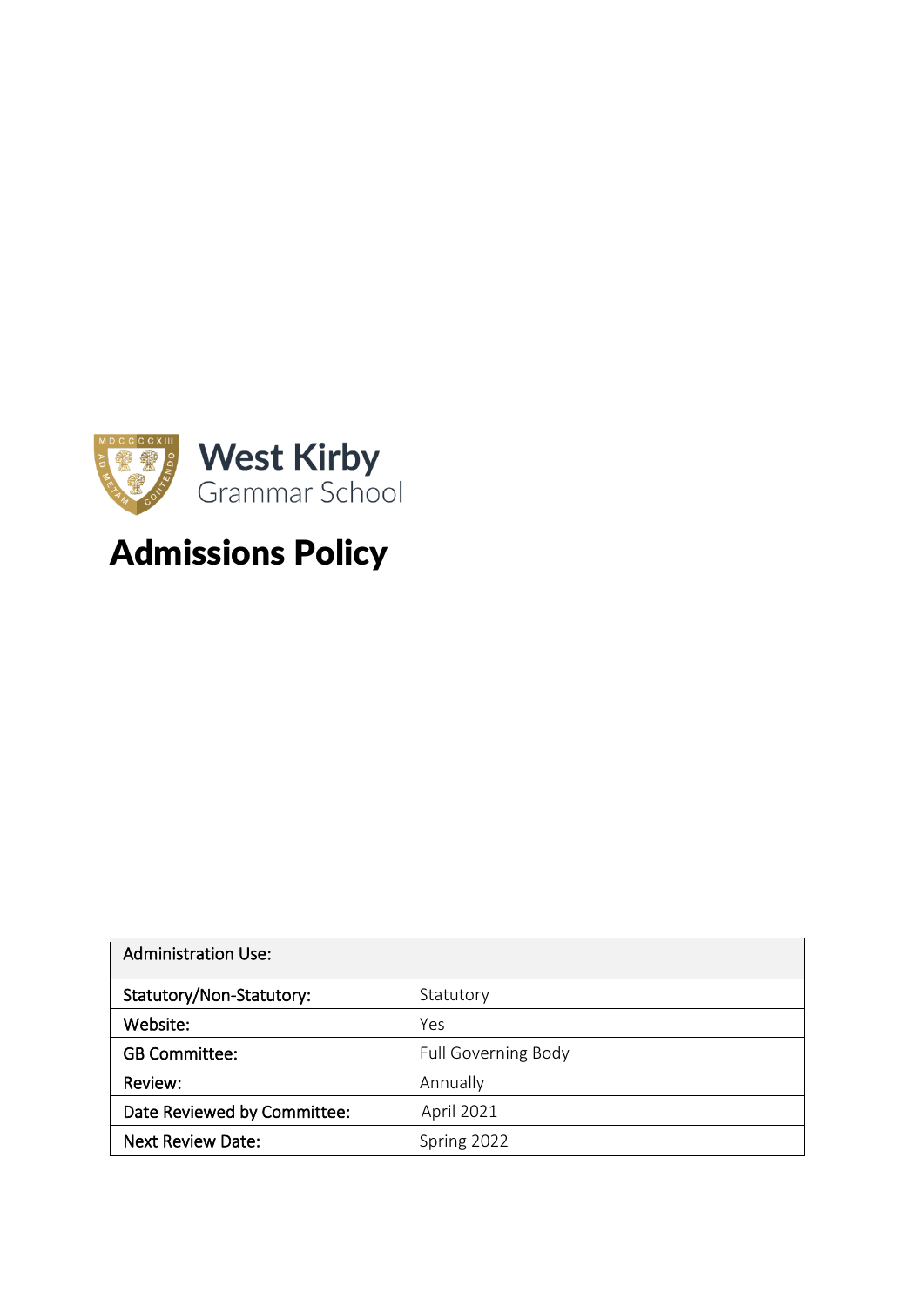West Kirby
Grammar School

# Admissions Policy

| Administration Use: | |
|---|---|
| Statutory/Non-Statutory: | Statutory |
| Website: | Yes |
| GB Committee: | Full Governing Body |
| Review: | Annually |
| Date Reviewed by Committee: | April 2021 |
| Next Review Date: | Spring 2022 |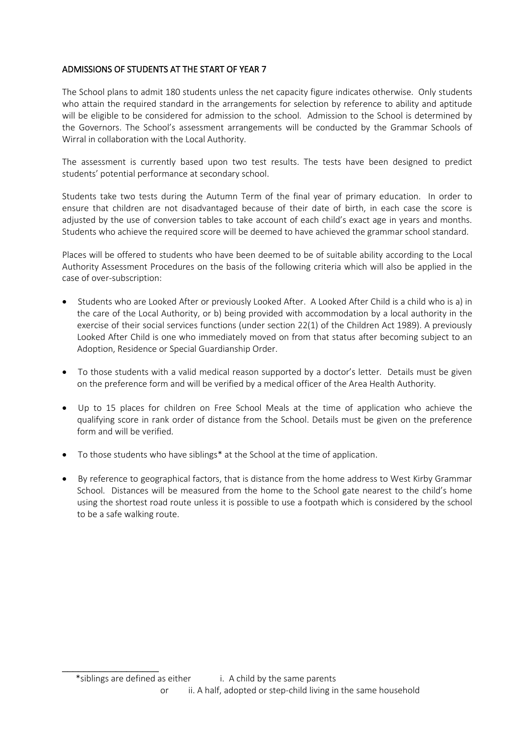## ADMISSIONS OF STUDENTS AT THE START OF YEAR 7

The School plans to admit 180 students unless the net capacity figure indicates otherwise. Only students who attain the required standard in the arrangements for selection by reference to ability and aptitude will be eligible to be considered for admission to the school. Admission to the School is determined by the Governors. The School's assessment arrangements will be conducted by the Grammar Schools of Wirral in collaboration with the Local Authority.

The assessment is currently based upon two test results. The tests have been designed to predict students' potential performance at secondary school.

Students take two tests during the Autumn Term of the final year of primary education. In order to ensure that children are not disadvantaged because of their date of birth, in each case the score is adjusted by the use of conversion tables to take account of each child's exact age in years and months. Students who achieve the required score will be deemed to have achieved the grammar school standard.

Places will be offered to students who have been deemed to be of suitable ability according to the Local Authority Assessment Procedures on the basis of the following criteria which will also be applied in the case of over-subscription:

- Students who are Looked After or previously Looked After. A Looked After Child is a child who is a) in the care of the Local Authority, or b) being provided with accommodation by a local authority in the exercise of their social services functions (under section 22(1) of the Children Act 1989). A previously Looked After Child is one who immediately moved on from that status after becoming subject to an Adoption, Residence or Special Guardianship Order.
- To those students with a valid medical reason supported by a doctor's letter. Details must be given on the preference form and will be verified by a medical officer of the Area Health Authority.
- Up to 15 places for children on Free School Meals at the time of application who achieve the qualifying score in rank order of distance from the School. Details must be given on the preference form and will be verified.
- To those students who have siblings* at the School at the time of application.
- By reference to geographical factors, that is distance from the home address to West Kirby Grammar School. Distances will be measured from the home to the School gate nearest to the child's home using the shortest road route unless it is possible to use a footpath which is considered by the school to be a safe walking route.

---

*siblings are defined as either i. A child by the same parents
or ii. A half, adopted or step-child living in the same household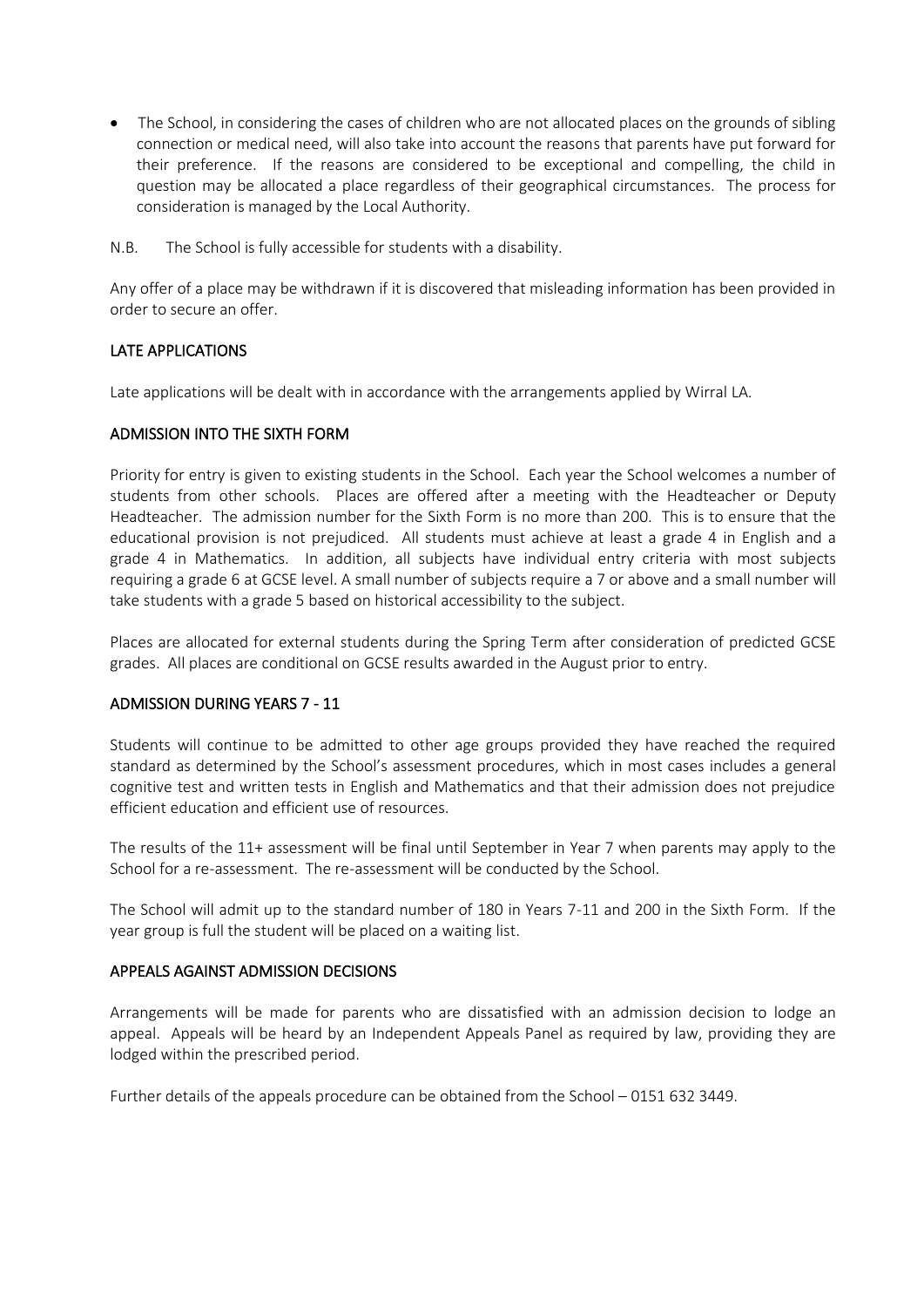- The School, in considering the cases of children who are not allocated places on the grounds of sibling connection or medical need, will also take into account the reasons that parents have put forward for their preference. If the reasons are considered to be exceptional and compelling, the child in question may be allocated a place regardless of their geographical circumstances. The process for consideration is managed by the Local Authority.

N.B. The School is fully accessible for students with a disability.

Any offer of a place may be withdrawn if it is discovered that misleading information has been provided in order to secure an offer.

## LATE APPLICATIONS

Late applications will be dealt with in accordance with the arrangements applied by Wirral LA.

## ADMISSION INTO THE SIXTH FORM

Priority for entry is given to existing students in the School. Each year the School welcomes a number of students from other schools. Places are offered after a meeting with the Headteacher or Deputy Headteacher. The admission number for the Sixth Form is no more than 200. This is to ensure that the educational provision is not prejudiced. All students must achieve at least a grade 4 in English and a grade 4 in Mathematics. In addition, all subjects have individual entry criteria with most subjects requiring a grade 6 at GCSE level. A small number of subjects require a 7 or above and a small number will take students with a grade 5 based on historical accessibility to the subject.

Places are allocated for external students during the Spring Term after consideration of predicted GCSE grades. All places are conditional on GCSE results awarded in the August prior to entry.

## ADMISSION DURING YEARS 7 - 11

Students will continue to be admitted to other age groups provided they have reached the required standard as determined by the School's assessment procedures, which in most cases includes a general cognitive test and written tests in English and Mathematics and that their admission does not prejudice efficient education and efficient use of resources.

The results of the 11+ assessment will be final until September in Year 7 when parents may apply to the School for a re-assessment. The re-assessment will be conducted by the School.

The School will admit up to the standard number of 180 in Years 7-11 and 200 in the Sixth Form. If the year group is full the student will be placed on a waiting list.

## APPEALS AGAINST ADMISSION DECISIONS

Arrangements will be made for parents who are dissatisfied with an admission decision to lodge an appeal. Appeals will be heard by an Independent Appeals Panel as required by law, providing they are lodged within the prescribed period.

Further details of the appeals procedure can be obtained from the School – 0151 632 3449.